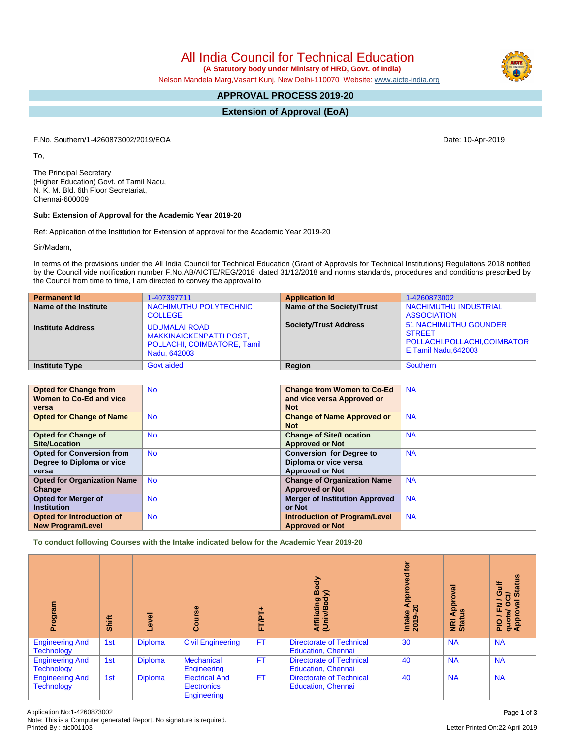# All India Council for Technical Education

**(A Statutory body under Ministry of HRD, Govt. of India)**

Nelson Mandela Marg,Vasant Kunj, New Delhi-110070 Website: www.aicte-india.org

## APPROVAL PROCESS 2019-20

## Extension of Approval (EoA)

F.No. Southern/1-4260873002/2019/EOA

Date: 10-Apr-2019

To,

The Principal Secretary
(Higher Education) Govt. of Tamil Nadu,
N. K. M. Bld. 6th Floor Secretariat,
Chennai-600009

**Sub: Extension of Approval for the Academic Year 2019-20**

Ref: Application of the Institution for Extension of approval for the Academic Year 2019-20

Sir/Madam,

In terms of the provisions under the All India Council for Technical Education (Grant of Approvals for Technical Institutions) Regulations 2018 notified by the Council vide notification number F.No.AB/AICTE/REG/2018 dated 31/12/2018 and norms standards, procedures and conditions prescribed by the Council from time to time, I am directed to convey the approval to

| Permanent Id | 1-407397711 | Application Id | 1-4260873002 |
|---|---|---|---|
| Name of the Institute | NACHIMUTHU POLYTECHNIC COLLEGE | Name of the Society/Trust | NACHIMUTHU INDUSTRIAL ASSOCIATION |
| Institute Address | UDUMALAI ROAD MAKKINAICKENPATTI POST, POLLACHI, COIMBATORE, Tamil Nadu, 642003 | Society/Trust Address | 51 NACHIMUTHU GOUNDER STREET POLLACHI,POLLACHI,COIMBATORE,Tamil Nadu,642003 |
| Institute Type | Govt aided | Region | Southern |

| Opted for Change from Women to Co-Ed and vice versa | No | Change from Women to Co-Ed and vice versa Approved or Not | NA |
|---|---|---|---|
| Opted for Change of Name | No | Change of Name Approved or Not | NA |
| Opted for Change of Site/Location | No | Change of Site/Location Approved or Not | NA |
| Opted for Conversion from Degree to Diploma or vice versa | No | Conversion for Degree to Diploma or vice versa Approved or Not | NA |
| Opted for Organization Name Change | No | Change of Organization Name Approved or Not | NA |
| Opted for Merger of Institution | No | Merger of Institution Approved or Not | NA |
| Opted for Introduction of New Program/Level | No | Introduction of Program/Level Approved or Not | NA |

**To conduct following Courses with the Intake indicated below for the Academic Year 2019-20**

| Program | Shift | Level | Course | FT/PT+ | Affiliating Body (Univ/Body) | Intake Approved for 2019-20 | NRI Approval Status | PIO / FN / Gulf quota/ OCI/ Approval Status |
|---|---|---|---|---|---|---|---|---|
| Engineering And Technology | 1st | Diploma | Civil Engineering | FT | Directorate of Technical Education, Chennai | 30 | NA | NA |
| Engineering And Technology | 1st | Diploma | Mechanical Engineering | FT | Directorate of Technical Education, Chennai | 40 | NA | NA |
| Engineering And Technology | 1st | Diploma | Electrical And Electronics Engineering | FT | Directorate of Technical Education, Chennai | 40 | NA | NA |

Application No:1-4260873002
Note: This is a Computer generated Report. No signature is required.
Printed By : aic001103

Letter Printed On:22 April 2019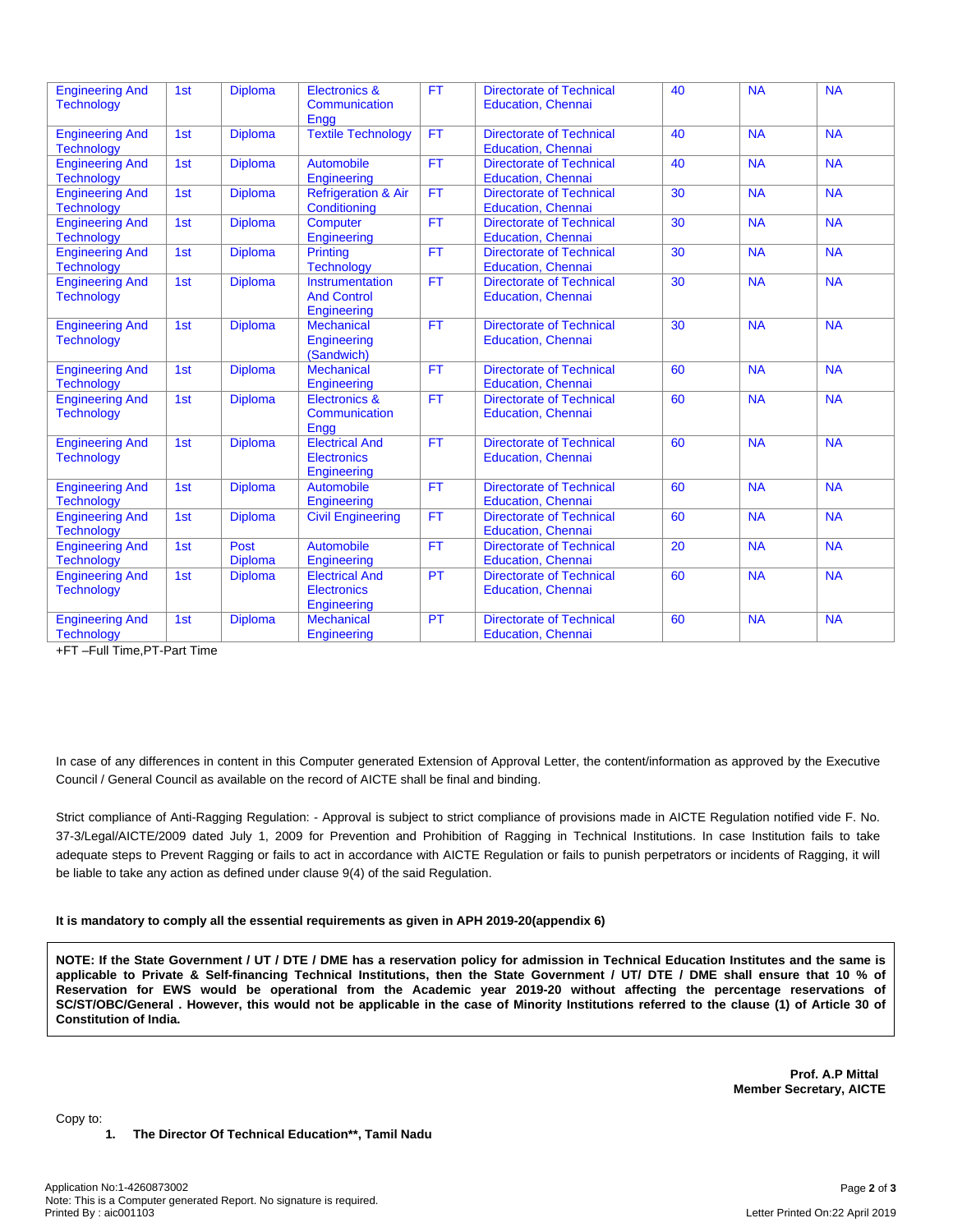| Engineering And Technology | 1st | Diploma | Electronics & Communication Engg | FT | Directorate of Technical Education, Chennai | 40 | NA | NA |
|---|---|---|---|---|---|---|---|---|
| Engineering And Technology | 1st | Diploma | Textile Technology | FT | Directorate of Technical Education, Chennai | 40 | NA | NA |
| Engineering And Technology | 1st | Diploma | Automobile Engineering | FT | Directorate of Technical Education, Chennai | 40 | NA | NA |
| Engineering And Technology | 1st | Diploma | Refrigeration & Air Conditioning | FT | Directorate of Technical Education, Chennai | 30 | NA | NA |
| Engineering And Technology | 1st | Diploma | Computer Engineering | FT | Directorate of Technical Education, Chennai | 30 | NA | NA |
| Engineering And Technology | 1st | Diploma | Printing Technology | FT | Directorate of Technical Education, Chennai | 30 | NA | NA |
| Engineering And Technology | 1st | Diploma | Instrumentation And Control Engineering | FT | Directorate of Technical Education, Chennai | 30 | NA | NA |
| Engineering And Technology | 1st | Diploma | Mechanical Engineering (Sandwich) | FT | Directorate of Technical Education, Chennai | 30 | NA | NA |
| Engineering And Technology | 1st | Diploma | Mechanical Engineering | FT | Directorate of Technical Education, Chennai | 60 | NA | NA |
| Engineering And Technology | 1st | Diploma | Electronics & Communication Engg | FT | Directorate of Technical Education, Chennai | 60 | NA | NA |
| Engineering And Technology | 1st | Diploma | Electrical And Electronics Engineering | FT | Directorate of Technical Education, Chennai | 60 | NA | NA |
| Engineering And Technology | 1st | Diploma | Automobile Engineering | FT | Directorate of Technical Education, Chennai | 60 | NA | NA |
| Engineering And Technology | 1st | Diploma | Civil Engineering | FT | Directorate of Technical Education, Chennai | 60 | NA | NA |
| Engineering And Technology | 1st | Post Diploma | Automobile Engineering | FT | Directorate of Technical Education, Chennai | 20 | NA | NA |
| Engineering And Technology | 1st | Diploma | Electrical And Electronics Engineering | PT | Directorate of Technical Education, Chennai | 60 | NA | NA |
| Engineering And Technology | 1st | Diploma | Mechanical Engineering | PT | Directorate of Technical Education, Chennai | 60 | NA | NA |

+FT –Full Time,PT-Part Time

In case of any differences in content in this Computer generated Extension of Approval Letter, the content/information as approved by the Executive Council / General Council as available on the record of AICTE shall be final and binding.

Strict compliance of Anti-Ragging Regulation: - Approval is subject to strict compliance of provisions made in AICTE Regulation notified vide F. No. 37-3/Legal/AICTE/2009 dated July 1, 2009 for Prevention and Prohibition of Ragging in Technical Institutions. In case Institution fails to take adequate steps to Prevent Ragging or fails to act in accordance with AICTE Regulation or fails to punish perpetrators or incidents of Ragging, it will be liable to take any action as defined under clause 9(4) of the said Regulation.

**It is mandatory to comply all the essential requirements as given in APH 2019-20(appendix 6)**

**NOTE: If the State Government / UT / DTE / DME has a reservation policy for admission in Technical Education Institutes and the same is applicable to Private & Self-financing Technical Institutions, then the State Government / UT/ DTE / DME shall ensure that 10 % of Reservation for EWS would be operational from the Academic year 2019-20 without affecting the percentage reservations of SC/ST/OBC/General . However, this would not be applicable in the case of Minority Institutions referred to the clause (1) of Article 30 of Constitution of India.**

**Prof. A.P Mittal**
**Member Secretary, AICTE**

Copy to:

1. **The Director Of Technical Education\*\*, Tamil Nadu**

Application No:1-4260873002
Note: This is a Computer generated Report. No signature is required.
Printed By : aic001103

Letter Printed On:22 April 2019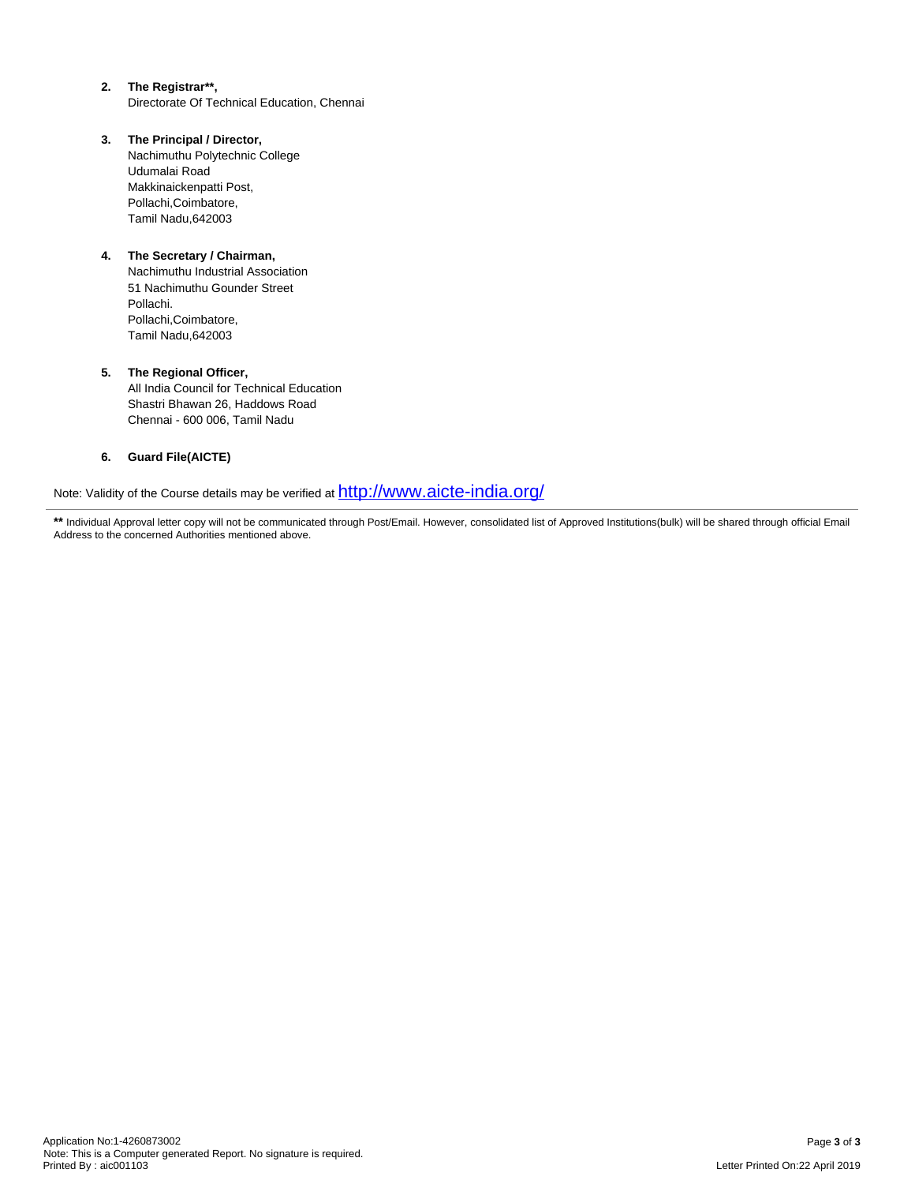2. **The Registrar\*\*,**
   Directorate Of Technical Education, Chennai

3. **The Principal / Director,**
   Nachimuthu Polytechnic College
   Udumalai Road
   Makkinaickenpatti Post,
   Pollachi,Coimbatore,
   Tamil Nadu,642003

4. **The Secretary / Chairman,**
   Nachimuthu Industrial Association
   51 Nachimuthu Gounder Street
   Pollachi.
   Pollachi,Coimbatore,
   Tamil Nadu,642003

5. **The Regional Officer,**
   All India Council for Technical Education
   Shastri Bhawan 26, Haddows Road
   Chennai - 600 006, Tamil Nadu

6. **Guard File(AICTE)**

Note: Validity of the Course details may be verified at http://www.aicte-india.org/

---

**\*\*** Individual Approval letter copy will not be communicated through Post/Email. However, consolidated list of Approved Institutions(bulk) will be shared through official Email Address to the concerned Authorities mentioned above.

Application No:1-4260873002
Note: This is a Computer generated Report. No signature is required.
Printed By : aic001103

Letter Printed On:22 April 2019